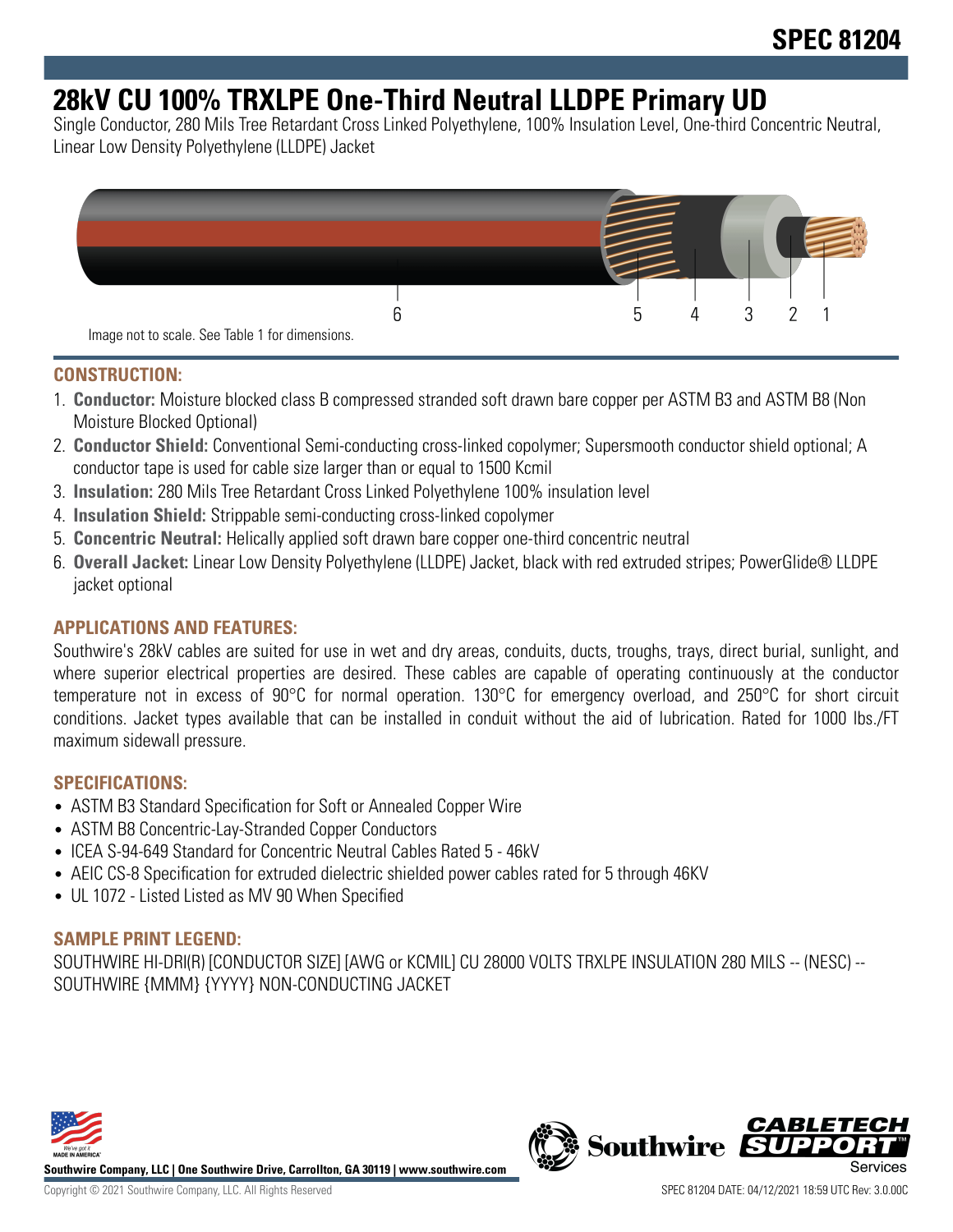SPEC 81204

# 28kV CU 100% TRXLPE One-Third Neutral LLDPE Primary UD

Single Conductor, 280 Mils Tree Retardant Cross Linked Polyethylene, 100% Insulation Level, One-third Concentric Neutral, Linear Low Density Polyethylene (LLDPE) Jacket

6 5 4 3 2 1

Image not to scale. See Table 1 for dimensions.

## CONSTRUCTION:

1. **Conductor:** Moisture blocked class B compressed stranded soft drawn bare copper per ASTM B3 and ASTM B8 (Non Moisture Blocked Optional)
2. **Conductor Shield:** Conventional Semi-conducting cross-linked copolymer; Supersmooth conductor shield optional; A conductor tape is used for cable size larger than or equal to 1500 Kcmil
3. **Insulation:** 280 Mils Tree Retardant Cross Linked Polyethylene 100% insulation level
4. **Insulation Shield:** Strippable semi-conducting cross-linked copolymer
5. **Concentric Neutral:** Helically applied soft drawn bare copper one-third concentric neutral
6. **Overall Jacket:** Linear Low Density Polyethylene (LLDPE) Jacket, black with red extruded stripes; PowerGlide® LLDPE jacket optional

## APPLICATIONS AND FEATURES:

Southwire's 28kV cables are suited for use in wet and dry areas, conduits, ducts, troughs, trays, direct burial, sunlight, and where superior electrical properties are desired. These cables are capable of operating continuously at the conductor temperature not in excess of 90°C for normal operation. 130°C for emergency overload, and 250°C for short circuit conditions. Jacket types available that can be installed in conduit without the aid of lubrication. Rated for 1000 lbs./FT maximum sidewall pressure.

## SPECIFICATIONS:

- ASTM B3 Standard Specification for Soft or Annealed Copper Wire
- ASTM B8 Concentric-Lay-Stranded Copper Conductors
- ICEA S-94-649 Standard for Concentric Neutral Cables Rated 5 - 46kV
- AEIC CS-8 Specification for extruded dielectric shielded power cables rated for 5 through 46KV
- UL 1072 - Listed Listed as MV 90 When Specified

## SAMPLE PRINT LEGEND:

SOUTHWIRE HI-DRI(R) [CONDUCTOR SIZE] [AWG or KCMIL] CU 28000 VOLTS TRXLPE INSULATION 280 MILS -- (NESC) -- SOUTHWIRE {MMM} {YYYY} NON-CONDUCTING JACKET

Southwire Company, LLC | One Southwire Drive, Carrollton, GA 30119 | www.southwire.com

Copyright © 2021 Southwire Company, LLC. All Rights Reserved

SPEC 81204 DATE: 04/12/2021 18:59 UTC Rev: 3.0.00C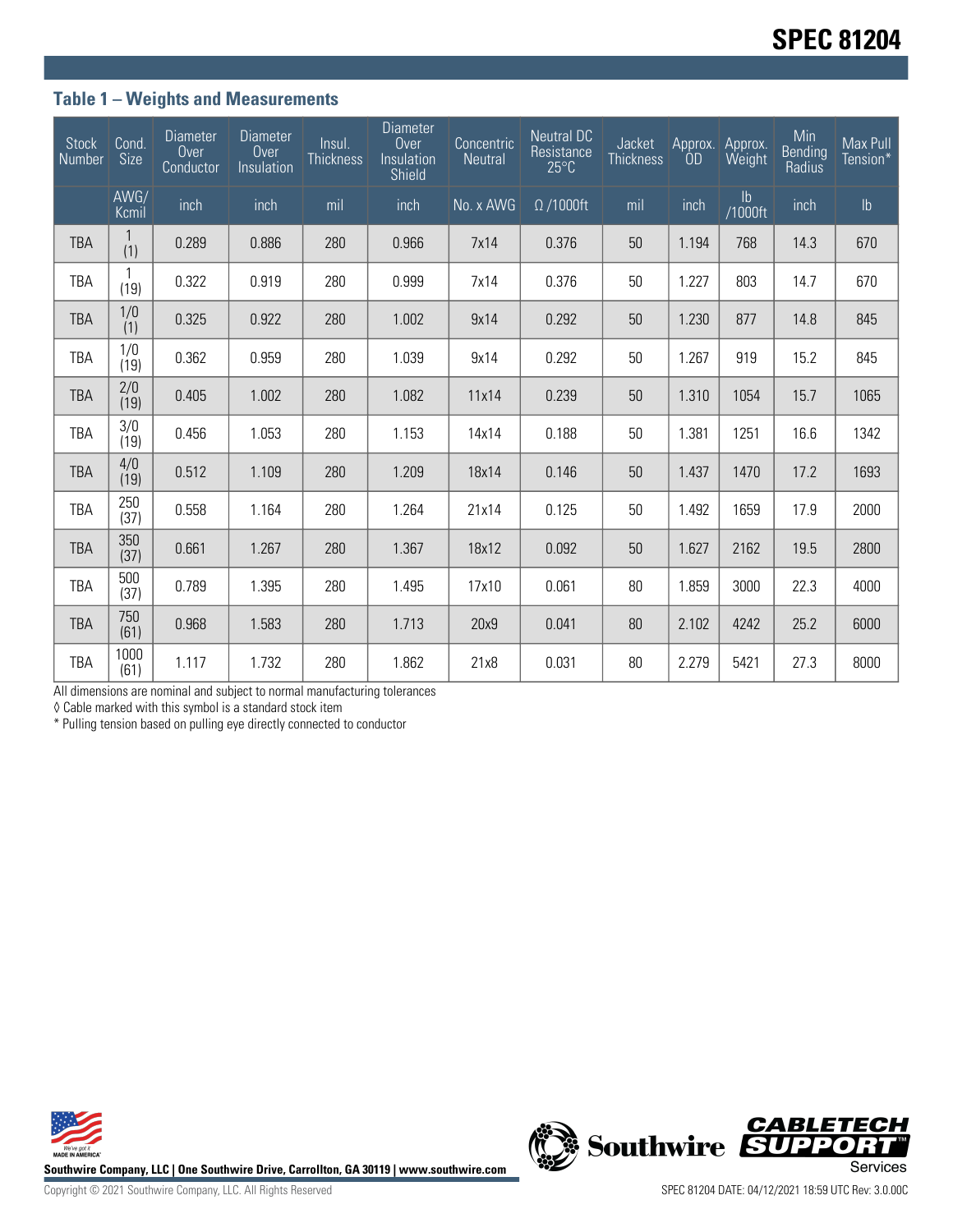## Table 1 – Weights and Measurements

| Stock Number | Cond. Size | Diameter Over Conductor | Diameter Over Insulation | Insul. Thickness | Diameter Over Insulation Shield | Concentric Neutral | Neutral DC Resistance 25°C | Jacket Thickness | Approx. OD | Approx. Weight | Min Bending Radius | Max Pull Tension* |
|---|---|---|---|---|---|---|---|---|---|---|---|---|
| | AWG/ Kcmil | inch | inch | mil | inch | No. x AWG | Ω /1000ft | mil | inch | lb /1000ft | inch | lb |
| TBA | 1 (1) | 0.289 | 0.886 | 280 | 0.966 | 7x14 | 0.376 | 50 | 1.194 | 768 | 14.3 | 670 |
| TBA | 1 (19) | 0.322 | 0.919 | 280 | 0.999 | 7x14 | 0.376 | 50 | 1.227 | 803 | 14.7 | 670 |
| TBA | 1/0 (1) | 0.325 | 0.922 | 280 | 1.002 | 9x14 | 0.292 | 50 | 1.230 | 877 | 14.8 | 845 |
| TBA | 1/0 (19) | 0.362 | 0.959 | 280 | 1.039 | 9x14 | 0.292 | 50 | 1.267 | 919 | 15.2 | 845 |
| TBA | 2/0 (19) | 0.405 | 1.002 | 280 | 1.082 | 11x14 | 0.239 | 50 | 1.310 | 1054 | 15.7 | 1065 |
| TBA | 3/0 (19) | 0.456 | 1.053 | 280 | 1.153 | 14x14 | 0.188 | 50 | 1.381 | 1251 | 16.6 | 1342 |
| TBA | 4/0 (19) | 0.512 | 1.109 | 280 | 1.209 | 18x14 | 0.146 | 50 | 1.437 | 1470 | 17.2 | 1693 |
| TBA | 250 (37) | 0.558 | 1.164 | 280 | 1.264 | 21x14 | 0.125 | 50 | 1.492 | 1659 | 17.9 | 2000 |
| TBA | 350 (37) | 0.661 | 1.267 | 280 | 1.367 | 18x12 | 0.092 | 50 | 1.627 | 2162 | 19.5 | 2800 |
| TBA | 500 (37) | 0.789 | 1.395 | 280 | 1.495 | 17x10 | 0.061 | 80 | 1.859 | 3000 | 22.3 | 4000 |
| TBA | 750 (61) | 0.968 | 1.583 | 280 | 1.713 | 20x9 | 0.041 | 80 | 2.102 | 4242 | 25.2 | 6000 |
| TBA | 1000 (61) | 1.117 | 1.732 | 280 | 1.862 | 21x8 | 0.031 | 80 | 2.279 | 5421 | 27.3 | 8000 |

All dimensions are nominal and subject to normal manufacturing tolerances

◊ Cable marked with this symbol is a standard stock item

* Pulling tension based on pulling eye directly connected to conductor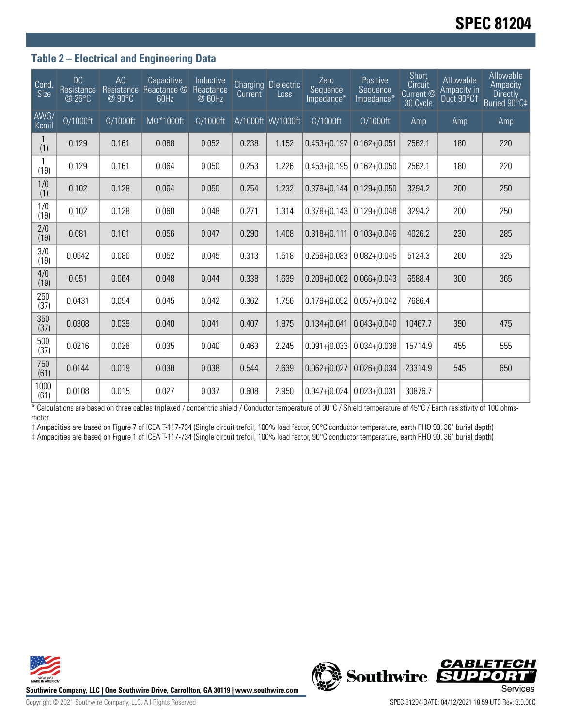## Table 2 – Electrical and Engineering Data

| Cond. Size | DC Resistance @ 25°C | AC Resistance @ 90°C | Capacitive Reactance @ 60Hz | Inductive Reactance @ 60Hz | Charging Current | Dielectric Loss | Zero Sequence Impedance* | Positive Sequence Impedance* | Short Circuit Current @ 30 Cycle | Allowable Ampacity in Duct 90°C† | Allowable Ampacity Directly Buried 90°C‡ |
|---|---|---|---|---|---|---|---|---|---|---|---|
| AWG/ Kcmil | Ω/1000ft | Ω/1000ft | MΩ*1000ft | Ω/1000ft | A/1000ft | W/1000ft | Ω/1000ft | Ω/1000ft | Amp | Amp | Amp |
| 1 (1) | 0.129 | 0.161 | 0.068 | 0.052 | 0.238 | 1.152 | 0.453+j0.197 | 0.162+j0.051 | 2562.1 | 180 | 220 |
| 1 (19) | 0.129 | 0.161 | 0.064 | 0.050 | 0.253 | 1.226 | 0.453+j0.195 | 0.162+j0.050 | 2562.1 | 180 | 220 |
| 1/0 (1) | 0.102 | 0.128 | 0.064 | 0.050 | 0.254 | 1.232 | 0.379+j0.144 | 0.129+j0.050 | 3294.2 | 200 | 250 |
| 1/0 (19) | 0.102 | 0.128 | 0.060 | 0.048 | 0.271 | 1.314 | 0.378+j0.143 | 0.129+j0.048 | 3294.2 | 200 | 250 |
| 2/0 (19) | 0.081 | 0.101 | 0.056 | 0.047 | 0.290 | 1.408 | 0.318+j0.111 | 0.103+j0.046 | 4026.2 | 230 | 285 |
| 3/0 (19) | 0.0642 | 0.080 | 0.052 | 0.045 | 0.313 | 1.518 | 0.259+j0.083 | 0.082+j0.045 | 5124.3 | 260 | 325 |
| 4/0 (19) | 0.051 | 0.064 | 0.048 | 0.044 | 0.338 | 1.639 | 0.208+j0.062 | 0.066+j0.043 | 6588.4 | 300 | 365 |
| 250 (37) | 0.0431 | 0.054 | 0.045 | 0.042 | 0.362 | 1.756 | 0.179+j0.052 | 0.057+j0.042 | 7686.4 | | |
| 350 (37) | 0.0308 | 0.039 | 0.040 | 0.041 | 0.407 | 1.975 | 0.134+j0.041 | 0.043+j0.040 | 10467.7 | 390 | 475 |
| 500 (37) | 0.0216 | 0.028 | 0.035 | 0.040 | 0.463 | 2.245 | 0.091+j0.033 | 0.034+j0.038 | 15714.9 | 455 | 555 |
| 750 (61) | 0.0144 | 0.019 | 0.030 | 0.038 | 0.544 | 2.639 | 0.062+j0.027 | 0.026+j0.034 | 23314.9 | 545 | 650 |
| 1000 (61) | 0.0108 | 0.015 | 0.027 | 0.037 | 0.608 | 2.950 | 0.047+j0.024 | 0.023+j0.031 | 30876.7 | | |

* Calculations are based on three cables triplexed / concentric shield / Conductor temperature of 90°C / Shield temperature of 45°C / Earth resistivity of 100 ohms-meter

† Ampacities are based on Figure 7 of ICEA T-117-734 (Single circuit trefoil, 100% load factor, 90°C conductor temperature, earth RHO 90, 36" burial depth)

‡ Ampacities are based on Figure 1 of ICEA T-117-734 (Single circuit trefoil, 100% load factor, 90°C conductor temperature, earth RHO 90, 36" burial depth)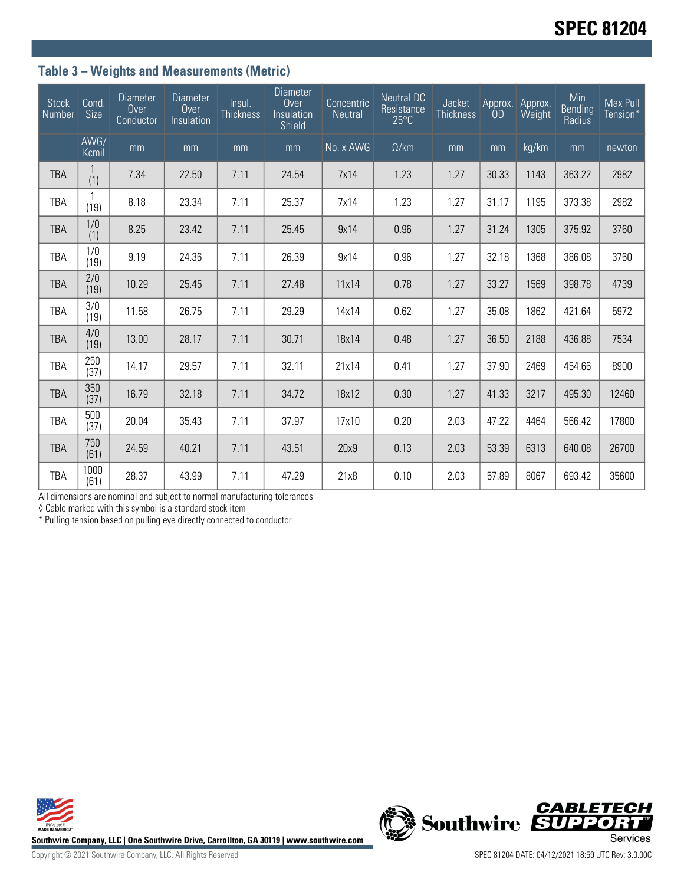## Table 3 – Weights and Measurements (Metric)

| Stock Number | Cond. Size | Diameter Over Conductor | Diameter Over Insulation | Insul. Thickness | Diameter Over Insulation Shield | Concentric Neutral | Neutral DC Resistance 25°C | Jacket Thickness | Approx. OD | Approx. Weight | Min Bending Radius | Max Pull Tension* |
|---|---|---|---|---|---|---|---|---|---|---|---|---|
| | AWG/ Kcmil | mm | mm | mm | mm | No. x AWG | Ω/km | mm | mm | kg/km | mm | newton |
| TBA | 1 (1) | 7.34 | 22.50 | 7.11 | 24.54 | 7x14 | 1.23 | 1.27 | 30.33 | 1143 | 363.22 | 2982 |
| TBA | 1 (19) | 8.18 | 23.34 | 7.11 | 25.37 | 7x14 | 1.23 | 1.27 | 31.17 | 1195 | 373.38 | 2982 |
| TBA | 1/0 (1) | 8.25 | 23.42 | 7.11 | 25.45 | 9x14 | 0.96 | 1.27 | 31.24 | 1305 | 375.92 | 3760 |
| TBA | 1/0 (19) | 9.19 | 24.36 | 7.11 | 26.39 | 9x14 | 0.96 | 1.27 | 32.18 | 1368 | 386.08 | 3760 |
| TBA | 2/0 (19) | 10.29 | 25.45 | 7.11 | 27.48 | 11x14 | 0.78 | 1.27 | 33.27 | 1569 | 398.78 | 4739 |
| TBA | 3/0 (19) | 11.58 | 26.75 | 7.11 | 29.29 | 14x14 | 0.62 | 1.27 | 35.08 | 1862 | 421.64 | 5972 |
| TBA | 4/0 (19) | 13.00 | 28.17 | 7.11 | 30.71 | 18x14 | 0.48 | 1.27 | 36.50 | 2188 | 436.88 | 7534 |
| TBA | 250 (37) | 14.17 | 29.57 | 7.11 | 32.11 | 21x14 | 0.41 | 1.27 | 37.90 | 2469 | 454.66 | 8900 |
| TBA | 350 (37) | 16.79 | 32.18 | 7.11 | 34.72 | 18x12 | 0.30 | 1.27 | 41.33 | 3217 | 495.30 | 12460 |
| TBA | 500 (37) | 20.04 | 35.43 | 7.11 | 37.97 | 17x10 | 0.20 | 2.03 | 47.22 | 4464 | 566.42 | 17800 |
| TBA | 750 (61) | 24.59 | 40.21 | 7.11 | 43.51 | 20x9 | 0.13 | 2.03 | 53.39 | 6313 | 640.08 | 26700 |
| TBA | 1000 (61) | 28.37 | 43.99 | 7.11 | 47.29 | 21x8 | 0.10 | 2.03 | 57.89 | 8067 | 693.42 | 35600 |

All dimensions are nominal and subject to normal manufacturing tolerances

◊ Cable marked with this symbol is a standard stock item

* Pulling tension based on pulling eye directly connected to conductor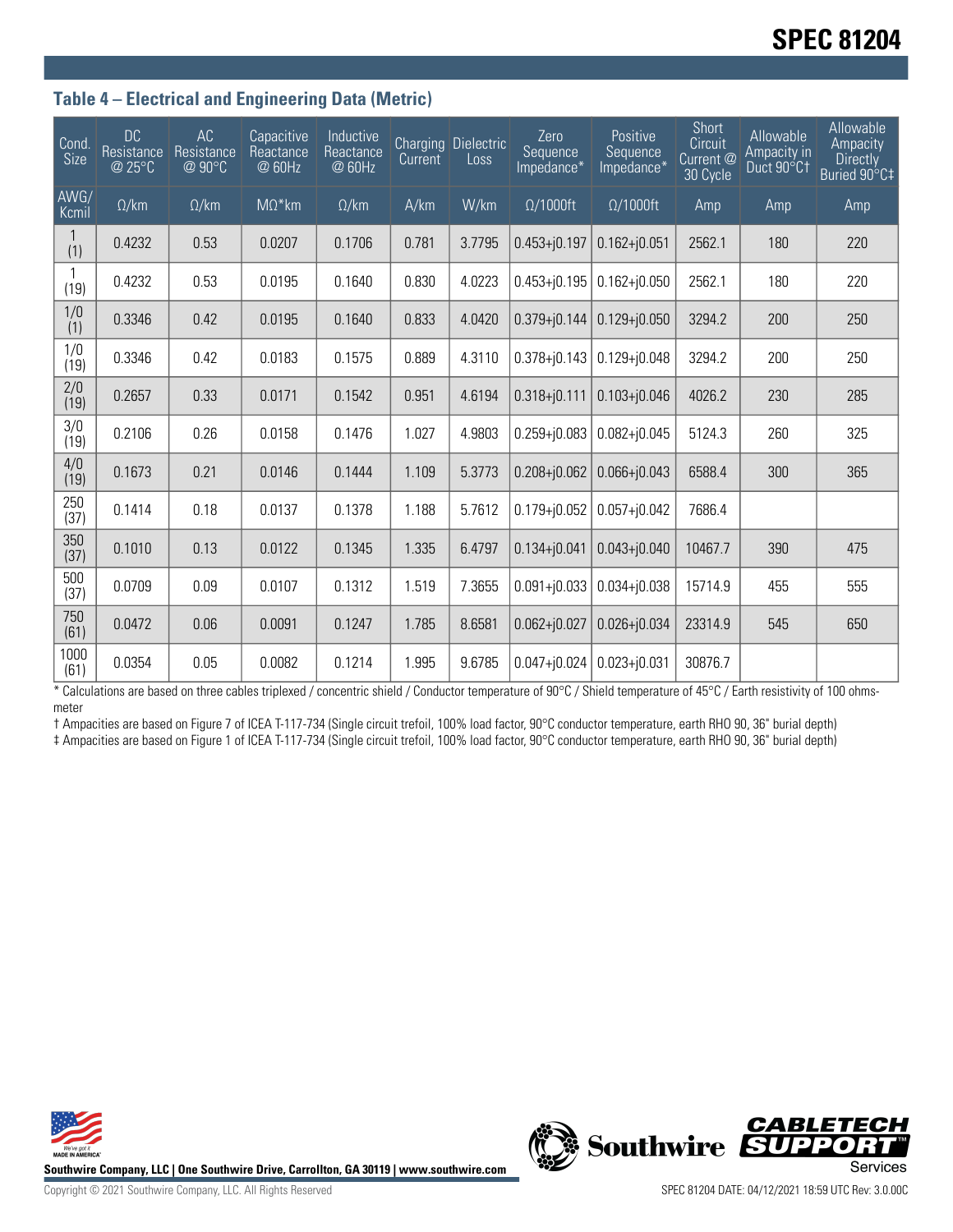## Table 4 – Electrical and Engineering Data (Metric)

| Cond. Size | DC Resistance @ 25°C | AC Resistance @ 90°C | Capacitive Reactance @ 60Hz | Inductive Reactance @ 60Hz | Charging Current | Dielectric Loss | Zero Sequence Impedance* | Positive Sequence Impedance* | Short Circuit Current @ 30 Cycle | Allowable Ampacity in Duct 90°C† | Allowable Ampacity Directly Buried 90°C‡ |
|---|---|---|---|---|---|---|---|---|---|---|---|
| AWG/ Kcmil | Ω/km | Ω/km | MΩ*km | Ω/km | A/km | W/km | Ω/1000ft | Ω/1000ft | Amp | Amp | Amp |
| 1 (1) | 0.4232 | 0.53 | 0.0207 | 0.1706 | 0.781 | 3.7795 | 0.453+j0.197 | 0.162+j0.051 | 2562.1 | 180 | 220 |
| 1 (19) | 0.4232 | 0.53 | 0.0195 | 0.1640 | 0.830 | 4.0223 | 0.453+j0.195 | 0.162+j0.050 | 2562.1 | 180 | 220 |
| 1/0 (1) | 0.3346 | 0.42 | 0.0195 | 0.1640 | 0.833 | 4.0420 | 0.379+j0.144 | 0.129+j0.050 | 3294.2 | 200 | 250 |
| 1/0 (19) | 0.3346 | 0.42 | 0.0183 | 0.1575 | 0.889 | 4.3110 | 0.378+j0.143 | 0.129+j0.048 | 3294.2 | 200 | 250 |
| 2/0 (19) | 0.2657 | 0.33 | 0.0171 | 0.1542 | 0.951 | 4.6194 | 0.318+j0.111 | 0.103+j0.046 | 4026.2 | 230 | 285 |
| 3/0 (19) | 0.2106 | 0.26 | 0.0158 | 0.1476 | 1.027 | 4.9803 | 0.259+j0.083 | 0.082+j0.045 | 5124.3 | 260 | 325 |
| 4/0 (19) | 0.1673 | 0.21 | 0.0146 | 0.1444 | 1.109 | 5.3773 | 0.208+j0.062 | 0.066+j0.043 | 6588.4 | 300 | 365 |
| 250 (37) | 0.1414 | 0.18 | 0.0137 | 0.1378 | 1.188 | 5.7612 | 0.179+j0.052 | 0.057+j0.042 | 7686.4 | | |
| 350 (37) | 0.1010 | 0.13 | 0.0122 | 0.1345 | 1.335 | 6.4797 | 0.134+j0.041 | 0.043+j0.040 | 10467.7 | 390 | 475 |
| 500 (37) | 0.0709 | 0.09 | 0.0107 | 0.1312 | 1.519 | 7.3655 | 0.091+j0.033 | 0.034+j0.038 | 15714.9 | 455 | 555 |
| 750 (61) | 0.0472 | 0.06 | 0.0091 | 0.1247 | 1.785 | 8.6581 | 0.062+j0.027 | 0.026+j0.034 | 23314.9 | 545 | 650 |
| 1000 (61) | 0.0354 | 0.05 | 0.0082 | 0.1214 | 1.995 | 9.6785 | 0.047+j0.024 | 0.023+j0.031 | 30876.7 | | |

* Calculations are based on three cables triplexed / concentric shield / Conductor temperature of 90°C / Shield temperature of 45°C / Earth resistivity of 100 ohms-meter

† Ampacities are based on Figure 7 of ICEA T-117-734 (Single circuit trefoil, 100% load factor, 90°C conductor temperature, earth RHO 90, 36" burial depth)

‡ Ampacities are based on Figure 1 of ICEA T-117-734 (Single circuit trefoil, 100% load factor, 90°C conductor temperature, earth RHO 90, 36" burial depth)